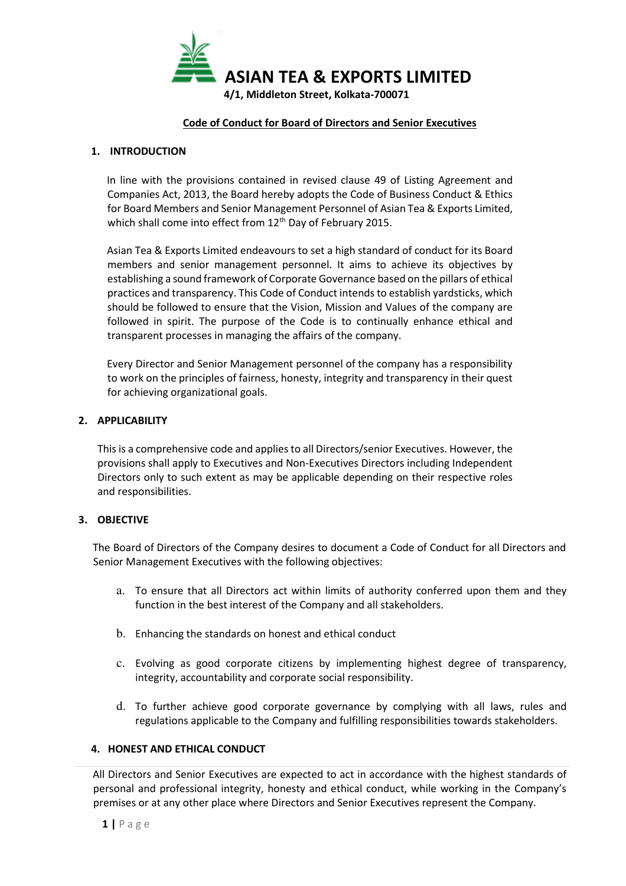# ASIAN TEA & EXPORTS LIMITED

**4/1, Middleton Street, Kolkata-700071**

**Code of Conduct for Board of Directors and Senior Executives**

## 1. INTRODUCTION

In line with the provisions contained in revised clause 49 of Listing Agreement and Companies Act, 2013, the Board hereby adopts the Code of Business Conduct & Ethics for Board Members and Senior Management Personnel of Asian Tea & Exports Limited, which shall come into effect from 12th Day of February 2015.

Asian Tea & Exports Limited endeavours to set a high standard of conduct for its Board members and senior management personnel. It aims to achieve its objectives by establishing a sound framework of Corporate Governance based on the pillars of ethical practices and transparency. This Code of Conduct intends to establish yardsticks, which should be followed to ensure that the Vision, Mission and Values of the company are followed in spirit. The purpose of the Code is to continually enhance ethical and transparent processes in managing the affairs of the company.

Every Director and Senior Management personnel of the company has a responsibility to work on the principles of fairness, honesty, integrity and transparency in their quest for achieving organizational goals.

## 2. APPLICABILITY

This is a comprehensive code and applies to all Directors/senior Executives. However, the provisions shall apply to Executives and Non-Executives Directors including Independent Directors only to such extent as may be applicable depending on their respective roles and responsibilities.

## 3. OBJECTIVE

The Board of Directors of the Company desires to document a Code of Conduct for all Directors and Senior Management Executives with the following objectives:

a. To ensure that all Directors act within limits of authority conferred upon them and they function in the best interest of the Company and all stakeholders.

b. Enhancing the standards on honest and ethical conduct

c. Evolving as good corporate citizens by implementing highest degree of transparency, integrity, accountability and corporate social responsibility.

d. To further achieve good corporate governance by complying with all laws, rules and regulations applicable to the Company and fulfilling responsibilities towards stakeholders.

## 4. HONEST AND ETHICAL CONDUCT

All Directors and Senior Executives are expected to act in accordance with the highest standards of personal and professional integrity, honesty and ethical conduct, while working in the Company's premises or at any other place where Directors and Senior Executives represent the Company.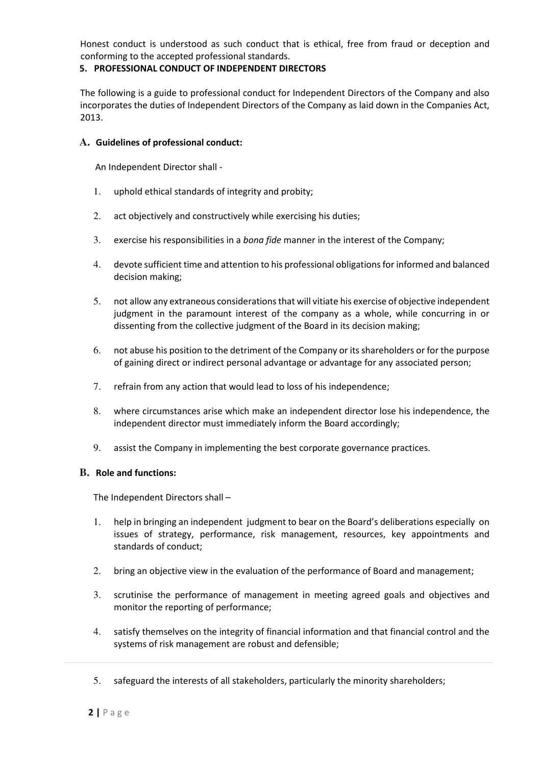Honest conduct is understood as such conduct that is ethical, free from fraud or deception and conforming to the accepted professional standards.

## 5. PROFESSIONAL CONDUCT OF INDEPENDENT DIRECTORS

The following is a guide to professional conduct for Independent Directors of the Company and also incorporates the duties of Independent Directors of the Company as laid down in the Companies Act, 2013.

### A. Guidelines of professional conduct:

An Independent Director shall -

1. uphold ethical standards of integrity and probity;
2. act objectively and constructively while exercising his duties;
3. exercise his responsibilities in a *bona fide* manner in the interest of the Company;
4. devote sufficient time and attention to his professional obligations for informed and balanced decision making;
5. not allow any extraneous considerations that will vitiate his exercise of objective independent judgment in the paramount interest of the company as a whole, while concurring in or dissenting from the collective judgment of the Board in its decision making;
6. not abuse his position to the detriment of the Company or its shareholders or for the purpose of gaining direct or indirect personal advantage or advantage for any associated person;
7. refrain from any action that would lead to loss of his independence;
8. where circumstances arise which make an independent director lose his independence, the independent director must immediately inform the Board accordingly;
9. assist the Company in implementing the best corporate governance practices.

### B. Role and functions:

The Independent Directors shall –

1. help in bringing an independent judgment to bear on the Board's deliberations especially on issues of strategy, performance, risk management, resources, key appointments and standards of conduct;
2. bring an objective view in the evaluation of the performance of Board and management;
3. scrutinise the performance of management in meeting agreed goals and objectives and monitor the reporting of performance;
4. satisfy themselves on the integrity of financial information and that financial control and the systems of risk management are robust and defensible;
5. safeguard the interests of all stakeholders, particularly the minority shareholders;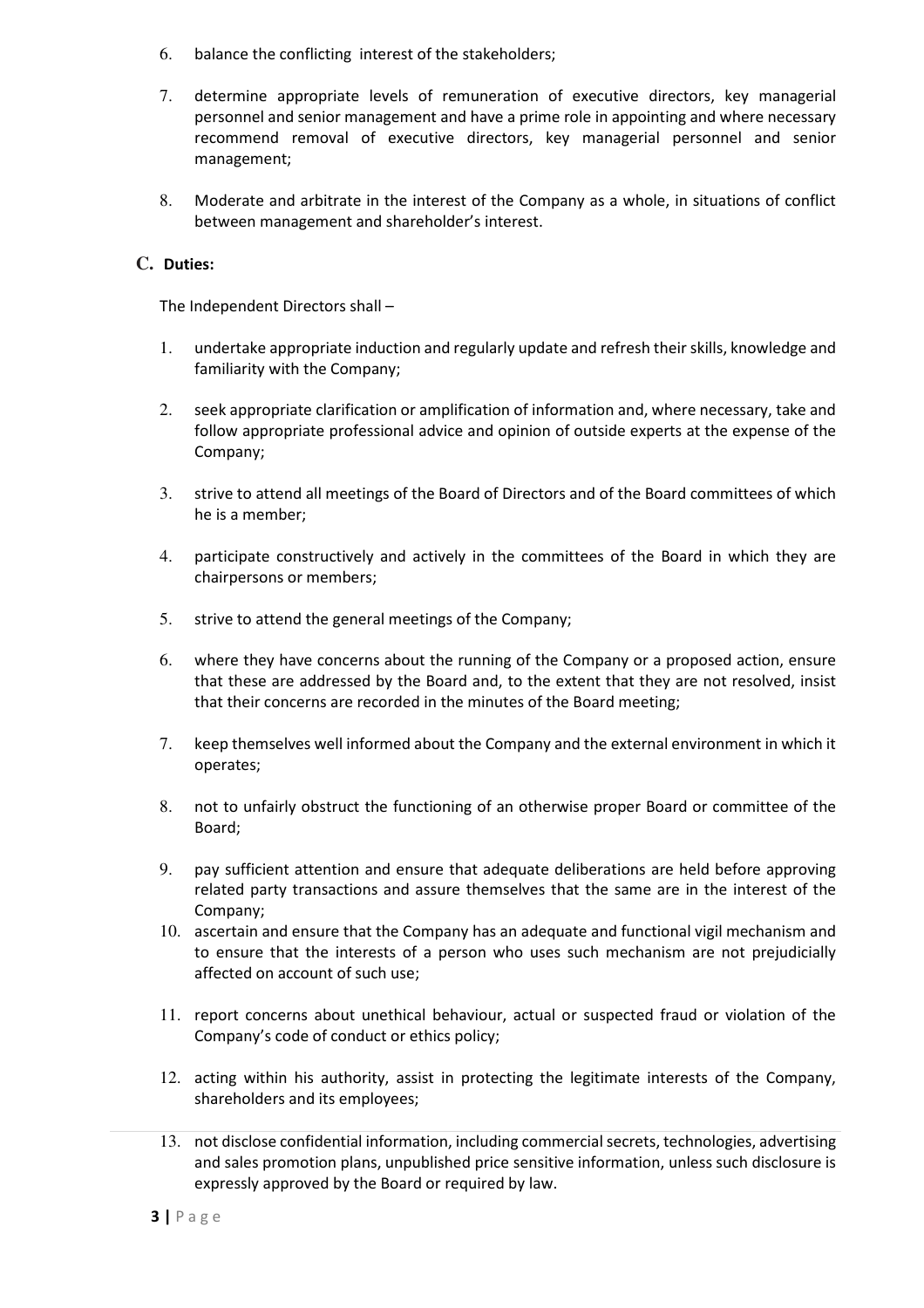6. balance the conflicting interest of the stakeholders;

7. determine appropriate levels of remuneration of executive directors, key managerial personnel and senior management and have a prime role in appointing and where necessary recommend removal of executive directors, key managerial personnel and senior management;

8. Moderate and arbitrate in the interest of the Company as a whole, in situations of conflict between management and shareholder's interest.

## C. Duties:

The Independent Directors shall –

1. undertake appropriate induction and regularly update and refresh their skills, knowledge and familiarity with the Company;

2. seek appropriate clarification or amplification of information and, where necessary, take and follow appropriate professional advice and opinion of outside experts at the expense of the Company;

3. strive to attend all meetings of the Board of Directors and of the Board committees of which he is a member;

4. participate constructively and actively in the committees of the Board in which they are chairpersons or members;

5. strive to attend the general meetings of the Company;

6. where they have concerns about the running of the Company or a proposed action, ensure that these are addressed by the Board and, to the extent that they are not resolved, insist that their concerns are recorded in the minutes of the Board meeting;

7. keep themselves well informed about the Company and the external environment in which it operates;

8. not to unfairly obstruct the functioning of an otherwise proper Board or committee of the Board;

9. pay sufficient attention and ensure that adequate deliberations are held before approving related party transactions and assure themselves that the same are in the interest of the Company;

10. ascertain and ensure that the Company has an adequate and functional vigil mechanism and to ensure that the interests of a person who uses such mechanism are not prejudicially affected on account of such use;

11. report concerns about unethical behaviour, actual or suspected fraud or violation of the Company's code of conduct or ethics policy;

12. acting within his authority, assist in protecting the legitimate interests of the Company, shareholders and its employees;

13. not disclose confidential information, including commercial secrets, technologies, advertising and sales promotion plans, unpublished price sensitive information, unless such disclosure is expressly approved by the Board or required by law.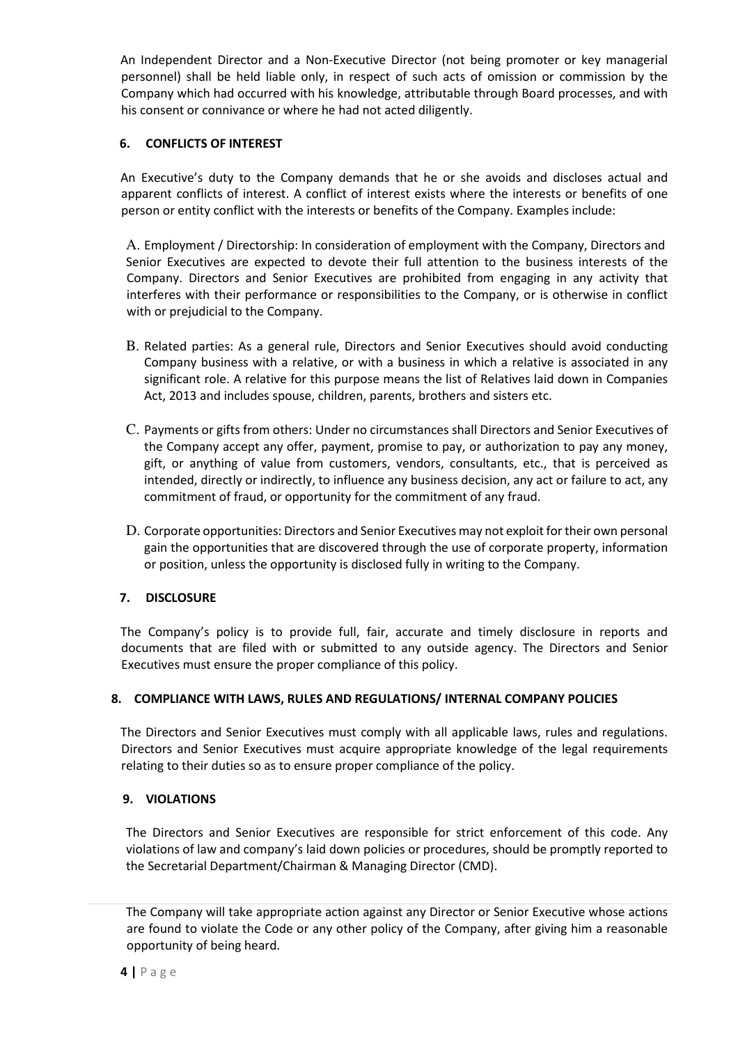An Independent Director and a Non-Executive Director (not being promoter or key managerial personnel) shall be held liable only, in respect of such acts of omission or commission by the Company which had occurred with his knowledge, attributable through Board processes, and with his consent or connivance or where he had not acted diligently.

## 6. CONFLICTS OF INTEREST

An Executive's duty to the Company demands that he or she avoids and discloses actual and apparent conflicts of interest. A conflict of interest exists where the interests or benefits of one person or entity conflict with the interests or benefits of the Company. Examples include:

A. Employment / Directorship: In consideration of employment with the Company, Directors and Senior Executives are expected to devote their full attention to the business interests of the Company. Directors and Senior Executives are prohibited from engaging in any activity that interferes with their performance or responsibilities to the Company, or is otherwise in conflict with or prejudicial to the Company.

B. Related parties: As a general rule, Directors and Senior Executives should avoid conducting Company business with a relative, or with a business in which a relative is associated in any significant role. A relative for this purpose means the list of Relatives laid down in Companies Act, 2013 and includes spouse, children, parents, brothers and sisters etc.

C. Payments or gifts from others: Under no circumstances shall Directors and Senior Executives of the Company accept any offer, payment, promise to pay, or authorization to pay any money, gift, or anything of value from customers, vendors, consultants, etc., that is perceived as intended, directly or indirectly, to influence any business decision, any act or failure to act, any commitment of fraud, or opportunity for the commitment of any fraud.

D. Corporate opportunities: Directors and Senior Executives may not exploit for their own personal gain the opportunities that are discovered through the use of corporate property, information or position, unless the opportunity is disclosed fully in writing to the Company.

## 7. DISCLOSURE

The Company's policy is to provide full, fair, accurate and timely disclosure in reports and documents that are filed with or submitted to any outside agency. The Directors and Senior Executives must ensure the proper compliance of this policy.

## 8. COMPLIANCE WITH LAWS, RULES AND REGULATIONS/ INTERNAL COMPANY POLICIES

The Directors and Senior Executives must comply with all applicable laws, rules and regulations. Directors and Senior Executives must acquire appropriate knowledge of the legal requirements relating to their duties so as to ensure proper compliance of the policy.

## 9. VIOLATIONS

The Directors and Senior Executives are responsible for strict enforcement of this code. Any violations of law and company's laid down policies or procedures, should be promptly reported to the Secretarial Department/Chairman & Managing Director (CMD).

The Company will take appropriate action against any Director or Senior Executive whose actions are found to violate the Code or any other policy of the Company, after giving him a reasonable opportunity of being heard.